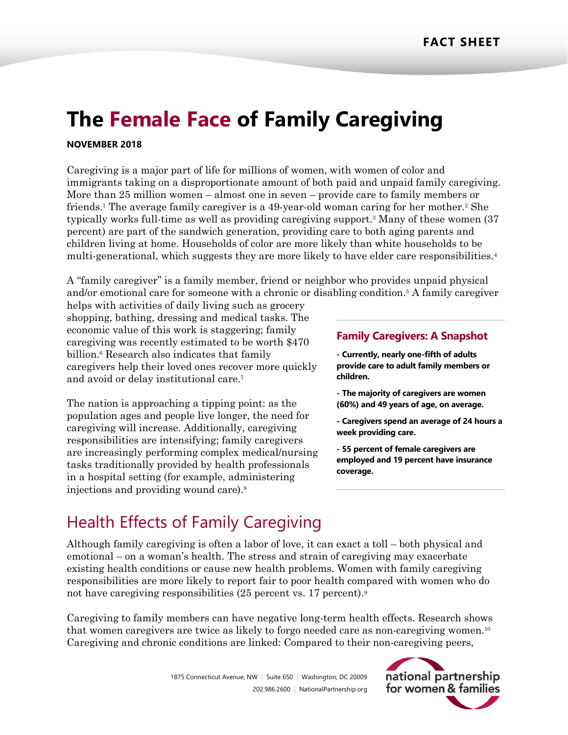FACT SHEET

# The Female Face of Family Caregiving

**NOVEMBER 2018**

Caregiving is a major part of life for millions of women, with women of color and immigrants taking on a disproportionate amount of both paid and unpaid family caregiving. More than 25 million women – almost one in seven – provide care to family members or friends.[1] The average family caregiver is a 49-year-old woman caring for her mother.[2] She typically works full-time as well as providing caregiving support.[3] Many of these women (37 percent) are part of the sandwich generation, providing care to both aging parents and children living at home. Households of color are more likely than white households to be multi-generational, which suggests they are more likely to have elder care responsibilities.[4]

A "family caregiver" is a family member, friend or neighbor who provides unpaid physical and/or emotional care for someone with a chronic or disabling condition.[5] A family caregiver helps with activities of daily living such as grocery shopping, bathing, dressing and medical tasks. The economic value of this work is staggering; family caregiving was recently estimated to be worth $470 billion.[6] Research also indicates that family caregivers help their loved ones recover more quickly and avoid or delay institutional care.[7]

The nation is approaching a tipping point: as the population ages and people live longer, the need for caregiving will increase. Additionally, caregiving responsibilities are intensifying; family caregivers are increasingly performing complex medical/nursing tasks traditionally provided by health professionals in a hospital setting (for example, administering injections and providing wound care).[8]

### Family Caregivers: A Snapshot

**- Currently, nearly one-fifth of adults provide care to adult family members or children.**

**- The majority of caregivers are women (60%) and 49 years of age, on average.**

**- Caregivers spend an average of 24 hours a week providing care.**

**- 55 percent of female caregivers are employed and 19 percent have insurance coverage.**

## Health Effects of Family Caregiving

Although family caregiving is often a labor of love, it can exact a toll – both physical and emotional – on a woman's health. The stress and strain of caregiving may exacerbate existing health conditions or cause new health problems. Women with family caregiving responsibilities are more likely to report fair to poor health compared with women who do not have caregiving responsibilities (25 percent vs. 17 percent).[9]

Caregiving to family members can have negative long-term health effects. Research shows that women caregivers are twice as likely to forgo needed care as non-caregiving women.[10] Caregiving and chronic conditions are linked: Compared to their non-caregiving peers,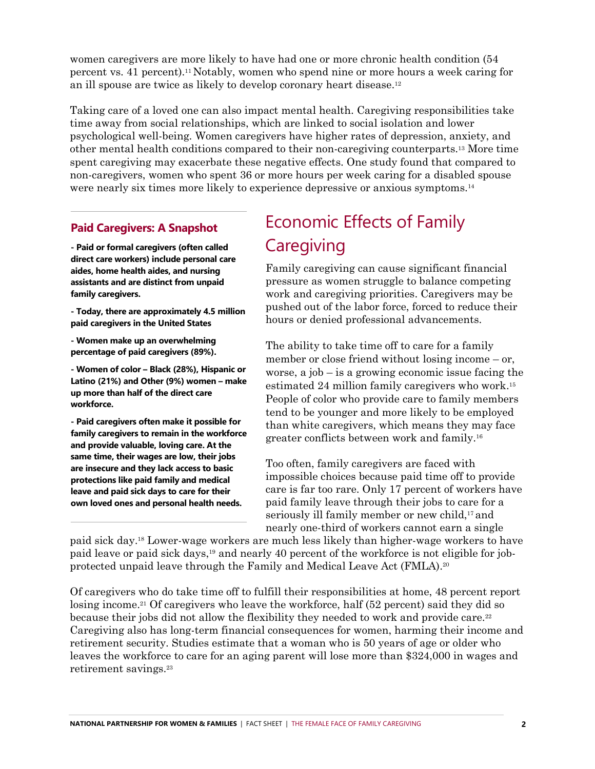women caregivers are more likely to have had one or more chronic health condition (54 percent vs. 41 percent).[11] Notably, women who spend nine or more hours a week caring for an ill spouse are twice as likely to develop coronary heart disease.[12]

Taking care of a loved one can also impact mental health. Caregiving responsibilities take time away from social relationships, which are linked to social isolation and lower psychological well-being. Women caregivers have higher rates of depression, anxiety, and other mental health conditions compared to their non-caregiving counterparts.[13] More time spent caregiving may exacerbate these negative effects. One study found that compared to non-caregivers, women who spent 36 or more hours per week caring for a disabled spouse were nearly six times more likely to experience depressive or anxious symptoms.[14]

### Paid Caregivers: A Snapshot

**- Paid or formal caregivers (often called direct care workers) include personal care aides, home health aides, and nursing assistants and are distinct from unpaid family caregivers.**

**- Today, there are approximately 4.5 million paid caregivers in the United States**

**- Women make up an overwhelming percentage of paid caregivers (89%).**

**- Women of color – Black (28%), Hispanic or Latino (21%) and Other (9%) women – make up more than half of the direct care workforce.**

**- Paid caregivers often make it possible for family caregivers to remain in the workforce and provide valuable, loving care. At the same time, their wages are low, their jobs are insecure and they lack access to basic protections like paid family and medical leave and paid sick days to care for their own loved ones and personal health needs.**

## Economic Effects of Family Caregiving

Family caregiving can cause significant financial pressure as women struggle to balance competing work and caregiving priorities. Caregivers may be pushed out of the labor force, forced to reduce their hours or denied professional advancements.

The ability to take time off to care for a family member or close friend without losing income – or, worse, a job – is a growing economic issue facing the estimated 24 million family caregivers who work.[15] People of color who provide care to family members tend to be younger and more likely to be employed than white caregivers, which means they may face greater conflicts between work and family.[16]

Too often, family caregivers are faced with impossible choices because paid time off to provide care is far too rare. Only 17 percent of workers have paid family leave through their jobs to care for a seriously ill family member or new child,[17] and nearly one-third of workers cannot earn a single paid sick day.[18] Lower-wage workers are much less likely than higher-wage workers to have paid leave or paid sick days,[19] and nearly 40 percent of the workforce is not eligible for job-protected unpaid leave through the Family and Medical Leave Act (FMLA).[20]

Of caregivers who do take time off to fulfill their responsibilities at home, 48 percent report losing income.[21] Of caregivers who leave the workforce, half (52 percent) said they did so because their jobs did not allow the flexibility they needed to work and provide care.[22] Caregiving also has long-term financial consequences for women, harming their income and retirement security. Studies estimate that a woman who is 50 years of age or older who leaves the workforce to care for an aging parent will lose more than $324,000 in wages and retirement savings.[23]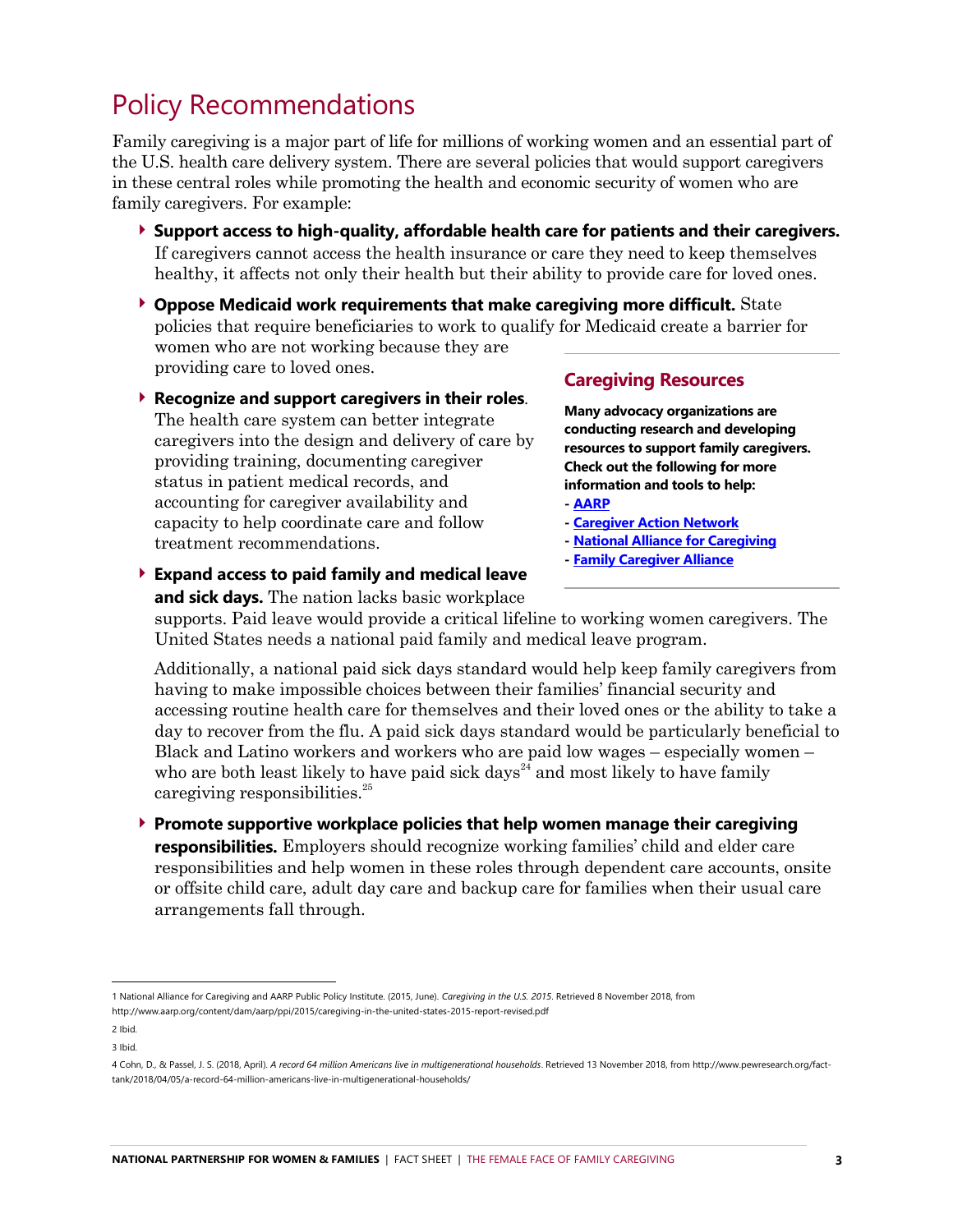# Policy Recommendations

Family caregiving is a major part of life for millions of working women and an essential part of the U.S. health care delivery system. There are several policies that would support caregivers in these central roles while promoting the health and economic security of women who are family caregivers. For example:

- **Support access to high-quality, affordable health care for patients and their caregivers.** If caregivers cannot access the health insurance or care they need to keep themselves healthy, it affects not only their health but their ability to provide care for loved ones.
- **Oppose Medicaid work requirements that make caregiving more difficult.** State policies that require beneficiaries to work to qualify for Medicaid create a barrier for women who are not working because they are providing care to loved ones.
- **Recognize and support caregivers in their roles**. The health care system can better integrate caregivers into the design and delivery of care by providing training, documenting caregiver status in patient medical records, and accounting for caregiver availability and capacity to help coordinate care and follow treatment recommendations.
- **Expand access to paid family and medical leave and sick days.** The nation lacks basic workplace supports. Paid leave would provide a critical lifeline to working women caregivers. The United States needs a national paid family and medical leave program.

  Additionally, a national paid sick days standard would help keep family caregivers from having to make impossible choices between their families' financial security and accessing routine health care for themselves and their loved ones or the ability to take a day to recover from the flu. A paid sick days standard would be particularly beneficial to Black and Latino workers and workers who are paid low wages – especially women – who are both least likely to have paid sick days[24] and most likely to have family caregiving responsibilities.[25]
- **Promote supportive workplace policies that help women manage their caregiving responsibilities.** Employers should recognize working families' child and elder care responsibilities and help women in these roles through dependent care accounts, onsite or offsite child care, adult day care and backup care for families when their usual care arrangements fall through.

## Caregiving Resources

**Many advocacy organizations are conducting research and developing resources to support family caregivers. Check out the following for more information and tools to help:**

- **AARP**
- **Caregiver Action Network**
- **National Alliance for Caregiving**
- **Family Caregiver Alliance**

---

1 National Alliance for Caregiving and AARP Public Policy Institute. (2015, June). *Caregiving in the U.S. 2015*. Retrieved 8 November 2018, from http://www.aarp.org/content/dam/aarp/ppi/2015/caregiving-in-the-united-states-2015-report-revised.pdf

2 Ibid.

3 Ibid.

4 Cohn, D., & Passel, J. S. (2018, April). *A record 64 million Americans live in multigenerational households*. Retrieved 13 November 2018, from http://www.pewresearch.org/fact-tank/2018/04/05/a-record-64-million-americans-live-in-multigenerational-households/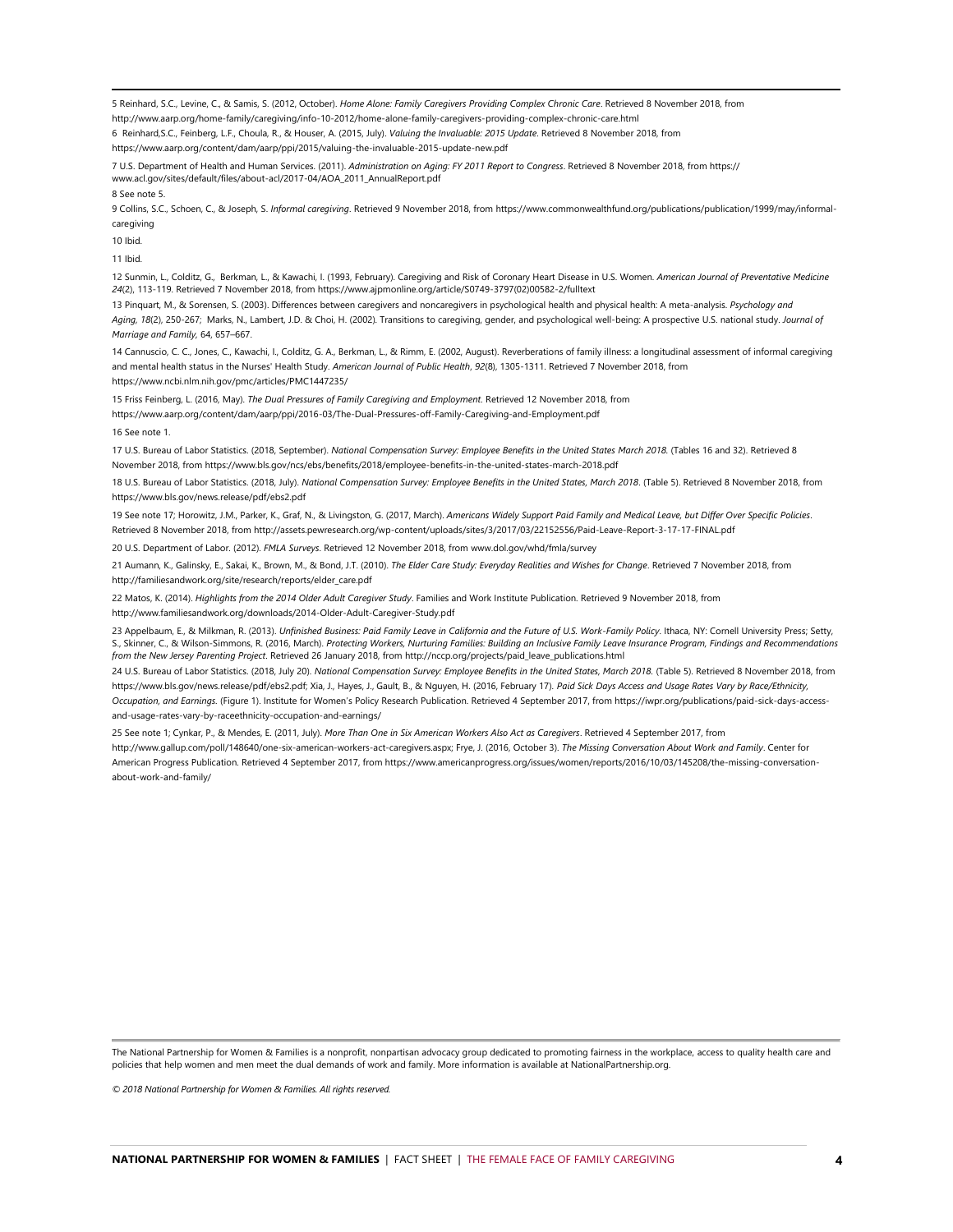5 Reinhard, S.C., Levine, C., & Samis, S. (2012, October). *Home Alone: Family Caregivers Providing Complex Chronic Care*. Retrieved 8 November 2018, from http://www.aarp.org/home-family/caregiving/info-10-2012/home-alone-family-caregivers-providing-complex-chronic-care.html

6 Reinhard,S.C., Feinberg, L.F., Choula, R., & Houser, A. (2015, July). *Valuing the Invaluable: 2015 Update*. Retrieved 8 November 2018, from https://www.aarp.org/content/dam/aarp/ppi/2015/valuing-the-invaluable-2015-update-new.pdf

7 U.S. Department of Health and Human Services. (2011). *Administration on Aging: FY 2011 Report to Congress*. Retrieved 8 November 2018, from https://www.acl.gov/sites/default/files/about-acl/2017-04/AOA_2011_AnnualReport.pdf

8 See note 5.

9 Collins, S.C., Schoen, C., & Joseph, S. *Informal caregiving*. Retrieved 9 November 2018, from https://www.commonwealthfund.org/publications/publication/1999/may/informal-caregiving

10 Ibid.

11 Ibid.

12 Sunmin, L., Colditz, G., Berkman, L., & Kawachi, I. (1993, February). Caregiving and Risk of Coronary Heart Disease in U.S. Women. *American Journal of Preventative Medicine 24*(2), 113-119. Retrieved 7 November 2018, from https://www.ajpmonline.org/article/S0749-3797(02)00582-2/fulltext

13 Pinquart, M., & Sorensen, S. (2003). Differences between caregivers and noncaregivers in psychological health and physical health: A meta-analysis. *Psychology and Aging, 18*(2), 250-267; Marks, N., Lambert, J.D. & Choi, H. (2002). Transitions to caregiving, gender, and psychological well-being: A prospective U.S. national study. *Journal of Marriage and Family,* 64, 657–667.

14 Cannuscio, C. C., Jones, C., Kawachi, I., Colditz, G. A., Berkman, L., & Rimm, E. (2002, August). Reverberations of family illness: a longitudinal assessment of informal caregiving and mental health status in the Nurses' Health Study. *American Journal of Public Health*, *92*(8), 1305-1311. Retrieved 7 November 2018, from https://www.ncbi.nlm.nih.gov/pmc/articles/PMC1447235/

15 Friss Feinberg, L. (2016, May). *The Dual Pressures of Family Caregiving and Employment*. Retrieved 12 November 2018, from https://www.aarp.org/content/dam/aarp/ppi/2016-03/The-Dual-Pressures-off-Family-Caregiving-and-Employment.pdf

16 See note 1.

17 U.S. Bureau of Labor Statistics. (2018, September). *National Compensation Survey: Employee Benefits in the United States March 2018.* (Tables 16 and 32). Retrieved 8 November 2018, from https://www.bls.gov/ncs/ebs/benefits/2018/employee-benefits-in-the-united-states-march-2018.pdf

18 U.S. Bureau of Labor Statistics. (2018, July). *National Compensation Survey: Employee Benefits in the United States, March 2018*. (Table 5). Retrieved 8 November 2018, from https://www.bls.gov/news.release/pdf/ebs2.pdf

19 See note 17; Horowitz, J.M., Parker, K., Graf, N., & Livingston, G. (2017, March). *Americans Widely Support Paid Family and Medical Leave, but Differ Over Specific Policies*. Retrieved 8 November 2018, from http://assets.pewresearch.org/wp-content/uploads/sites/3/2017/03/22152556/Paid-Leave-Report-3-17-17-FINAL.pdf

20 U.S. Department of Labor. (2012). *FMLA Surveys*. Retrieved 12 November 2018, from www.dol.gov/whd/fmla/survey

21 Aumann, K., Galinsky, E., Sakai, K., Brown, M., & Bond, J.T. (2010). *The Elder Care Study: Everyday Realities and Wishes for Change*. Retrieved 7 November 2018, from http://familiesandwork.org/site/research/reports/elder_care.pdf

22 Matos, K. (2014). *Highlights from the 2014 Older Adult Caregiver Study*. Families and Work Institute Publication. Retrieved 9 November 2018, from http://www.familiesandwork.org/downloads/2014-Older-Adult-Caregiver-Study.pdf

23 Appelbaum, E., & Milkman, R. (2013). *Unfinished Business: Paid Family Leave in California and the Future of U.S. Work-Family Policy*. Ithaca, NY: Cornell University Press; Setty, S., Skinner, C., & Wilson-Simmons, R. (2016, March). *Protecting Workers, Nurturing Families: Building an Inclusive Family Leave Insurance Program, Findings and Recommendations from the New Jersey Parenting Project*. Retrieved 26 January 2018, from http://nccp.org/projects/paid_leave_publications.html

24 U.S. Bureau of Labor Statistics. (2018, July 20). *National Compensation Survey: Employee Benefits in the United States, March 2018.* (Table 5). Retrieved 8 November 2018, from https://www.bls.gov/news.release/pdf/ebs2.pdf; Xia, J., Hayes, J., Gault, B., & Nguyen, H. (2016, February 17). *Paid Sick Days Access and Usage Rates Vary by Race/Ethnicity, Occupation, and Earnings.* (Figure 1). Institute for Women's Policy Research Publication. Retrieved 4 September 2017, from https://iwpr.org/publications/paid-sick-days-access-and-usage-rates-vary-by-raceethnicity-occupation-and-earnings/

25 See note 1; Cynkar, P., & Mendes, E. (2011, July). *More Than One in Six American Workers Also Act as Caregivers*. Retrieved 4 September 2017, from http://www.gallup.com/poll/148640/one-six-american-workers-act-caregivers.aspx; Frye, J. (2016, October 3). *The Missing Conversation About Work and Family*. Center for American Progress Publication. Retrieved 4 September 2017, from https://www.americanprogress.org/issues/women/reports/2016/10/03/145208/the-missing-conversation-about-work-and-family/

---

The National Partnership for Women & Families is a nonprofit, nonpartisan advocacy group dedicated to promoting fairness in the workplace, access to quality health care and policies that help women and men meet the dual demands of work and family. More information is available at NationalPartnership.org.

*© 2018 National Partnership for Women & Families. All rights reserved.*